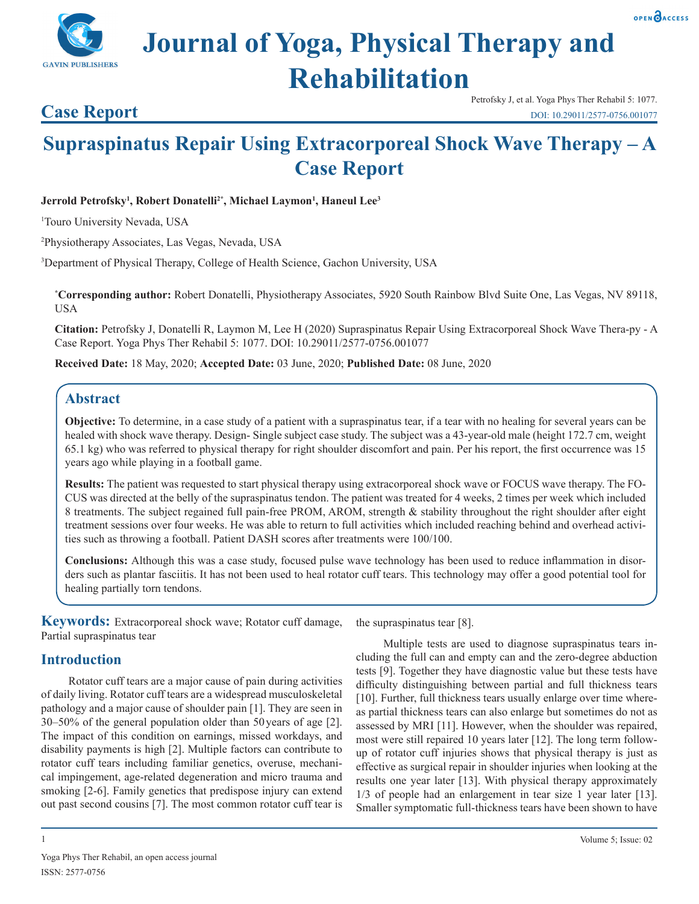# Journal of Yoga, Physical Therapy and Rehabilitation

## Case Report

Petrofsky J, et al. Yoga Phys Ther Rehabil 5: 1077.
DOI: 10.29011/2577-0756.001077

# Supraspinatus Repair Using Extracorporeal Shock Wave Therapy – A Case Report

**Jerrold Petrofsky[1], Robert Donatelli[2*], Michael Laymon[1], Haneul Lee[3]**

[1]Touro University Nevada, USA

[2]Physiotherapy Associates, Las Vegas, Nevada, USA

[3]Department of Physical Therapy, College of Health Science, Gachon University, USA

**[*]Corresponding author:** Robert Donatelli, Physiotherapy Associates, 5920 South Rainbow Blvd Suite One, Las Vegas, NV 89118, USA

**Citation:** Petrofsky J, Donatelli R, Laymon M, Lee H (2020) Supraspinatus Repair Using Extracorporeal Shock Wave Thera-py - A Case Report. Yoga Phys Ther Rehabil 5: 1077. DOI: 10.29011/2577-0756.001077

**Received Date:** 18 May, 2020; **Accepted Date:** 03 June, 2020; **Published Date:** 08 June, 2020

## Abstract

**Objective:** To determine, in a case study of a patient with a supraspinatus tear, if a tear with no healing for several years can be healed with shock wave therapy. Design- Single subject case study. The subject was a 43-year-old male (height 172.7 cm, weight 65.1 kg) who was referred to physical therapy for right shoulder discomfort and pain. Per his report, the first occurrence was 15 years ago while playing in a football game.

**Results:** The patient was requested to start physical therapy using extracorporeal shock wave or FOCUS wave therapy. The FOCUS was directed at the belly of the supraspinatus tendon. The patient was treated for 4 weeks, 2 times per week which included 8 treatments. The subject regained full pain-free PROM, AROM, strength & stability throughout the right shoulder after eight treatment sessions over four weeks. He was able to return to full activities which included reaching behind and overhead activities such as throwing a football. Patient DASH scores after treatments were 100/100.

**Conclusions:** Although this was a case study, focused pulse wave technology has been used to reduce inflammation in disorders such as plantar fasciitis. It has not been used to heal rotator cuff tears. This technology may offer a good potential tool for healing partially torn tendons.

**Keywords:** Extracorporeal shock wave; Rotator cuff damage, Partial supraspinatus tear

## Introduction

Rotator cuff tears are a major cause of pain during activities of daily living. Rotator cuff tears are a widespread musculoskeletal pathology and a major cause of shoulder pain [1]. They are seen in 30–50% of the general population older than 50 years of age [2]. The impact of this condition on earnings, missed workdays, and disability payments is high [2]. Multiple factors can contribute to rotator cuff tears including familiar genetics, overuse, mechanical impingement, age-related degeneration and micro trauma and smoking [2-6]. Family genetics that predispose injury can extend out past second cousins [7]. The most common rotator cuff tear is the supraspinatus tear [8].

Multiple tests are used to diagnose supraspinatus tears including the full can and empty can and the zero-degree abduction tests [9]. Together they have diagnostic value but these tests have difficulty distinguishing between partial and full thickness tears [10]. Further, full thickness tears usually enlarge over time whereas partial thickness tears can also enlarge but sometimes do not as assessed by MRI [11]. However, when the shoulder was repaired, most were still repaired 10 years later [12]. The long term follow-up of rotator cuff injuries shows that physical therapy is just as effective as surgical repair in shoulder injuries when looking at the results one year later [13]. With physical therapy approximately 1/3 of people had an enlargement in tear size 1 year later [13]. Smaller symptomatic full-thickness tears have been shown to have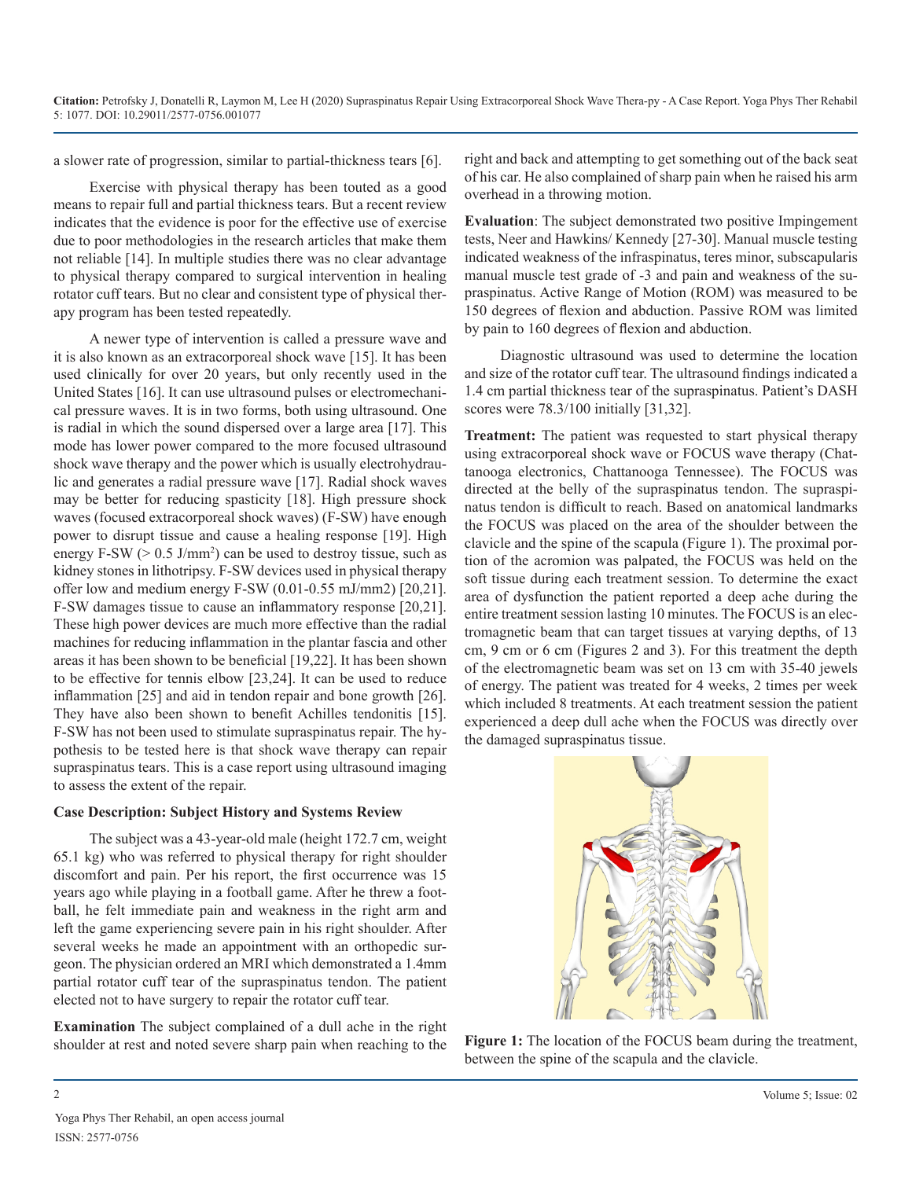a slower rate of progression, similar to partial-thickness tears [6].

Exercise with physical therapy has been touted as a good means to repair full and partial thickness tears. But a recent review indicates that the evidence is poor for the effective use of exercise due to poor methodologies in the research articles that make them not reliable [14]. In multiple studies there was no clear advantage to physical therapy compared to surgical intervention in healing rotator cuff tears. But no clear and consistent type of physical therapy program has been tested repeatedly.

A newer type of intervention is called a pressure wave and it is also known as an extracorporeal shock wave [15]. It has been used clinically for over 20 years, but only recently used in the United States [16]. It can use ultrasound pulses or electromechanical pressure waves. It is in two forms, both using ultrasound. One is radial in which the sound dispersed over a large area [17]. This mode has lower power compared to the more focused ultrasound shock wave therapy and the power which is usually electrohydraulic and generates a radial pressure wave [17]. Radial shock waves may be better for reducing spasticity [18]. High pressure shock waves (focused extracorporeal shock waves) (F-SW) have enough power to disrupt tissue and cause a healing response [19]. High energy F-SW (> 0.5 J/mm$^2$) can be used to destroy tissue, such as kidney stones in lithotripsy. F-SW devices used in physical therapy offer low and medium energy F-SW (0.01-0.55 mJ/mm2) [20,21]. F-SW damages tissue to cause an inflammatory response [20,21]. These high power devices are much more effective than the radial machines for reducing inflammation in the plantar fascia and other areas it has been shown to be beneficial [19,22]. It has been shown to be effective for tennis elbow [23,24]. It can be used to reduce inflammation [25] and aid in tendon repair and bone growth [26]. They have also been shown to benefit Achilles tendonitis [15]. F-SW has not been used to stimulate supraspinatus repair. The hypothesis to be tested here is that shock wave therapy can repair supraspinatus tears. This is a case report using ultrasound imaging to assess the extent of the repair.

### Case Description: Subject History and Systems Review

The subject was a 43-year-old male (height 172.7 cm, weight 65.1 kg) who was referred to physical therapy for right shoulder discomfort and pain. Per his report, the first occurrence was 15 years ago while playing in a football game. After he threw a football, he felt immediate pain and weakness in the right arm and left the game experiencing severe pain in his right shoulder. After several weeks he made an appointment with an orthopedic surgeon. The physician ordered an MRI which demonstrated a 1.4mm partial rotator cuff tear of the supraspinatus tendon. The patient elected not to have surgery to repair the rotator cuff tear.

**Examination** The subject complained of a dull ache in the right shoulder at rest and noted severe sharp pain when reaching to the right and back and attempting to get something out of the back seat of his car. He also complained of sharp pain when he raised his arm overhead in a throwing motion.

**Evaluation**: The subject demonstrated two positive Impingement tests, Neer and Hawkins/ Kennedy [27-30]. Manual muscle testing indicated weakness of the infraspinatus, teres minor, subscapularis manual muscle test grade of -3 and pain and weakness of the supraspinatus. Active Range of Motion (ROM) was measured to be 150 degrees of flexion and abduction. Passive ROM was limited by pain to 160 degrees of flexion and abduction.

Diagnostic ultrasound was used to determine the location and size of the rotator cuff tear. The ultrasound findings indicated a 1.4 cm partial thickness tear of the supraspinatus. Patient's DASH scores were 78.3/100 initially [31,32].

**Treatment:** The patient was requested to start physical therapy using extracorporeal shock wave or FOCUS wave therapy (Chattanooga electronics, Chattanooga Tennessee). The FOCUS was directed at the belly of the supraspinatus tendon. The supraspinatus tendon is difficult to reach. Based on anatomical landmarks the FOCUS was placed on the area of the shoulder between the clavicle and the spine of the scapula (Figure 1). The proximal portion of the acromion was palpated, the FOCUS was held on the soft tissue during each treatment session. To determine the exact area of dysfunction the patient reported a deep ache during the entire treatment session lasting 10 minutes. The FOCUS is an electromagnetic beam that can target tissues at varying depths, of 13 cm, 9 cm or 6 cm (Figures 2 and 3). For this treatment the depth of the electromagnetic beam was set on 13 cm with 35-40 jewels of energy. The patient was treated for 4 weeks, 2 times per week which included 8 treatments. At each treatment session the patient experienced a deep dull ache when the FOCUS was directly over the damaged supraspinatus tissue.

**Figure 1:** The location of the FOCUS beam during the treatment, between the spine of the scapula and the clavicle.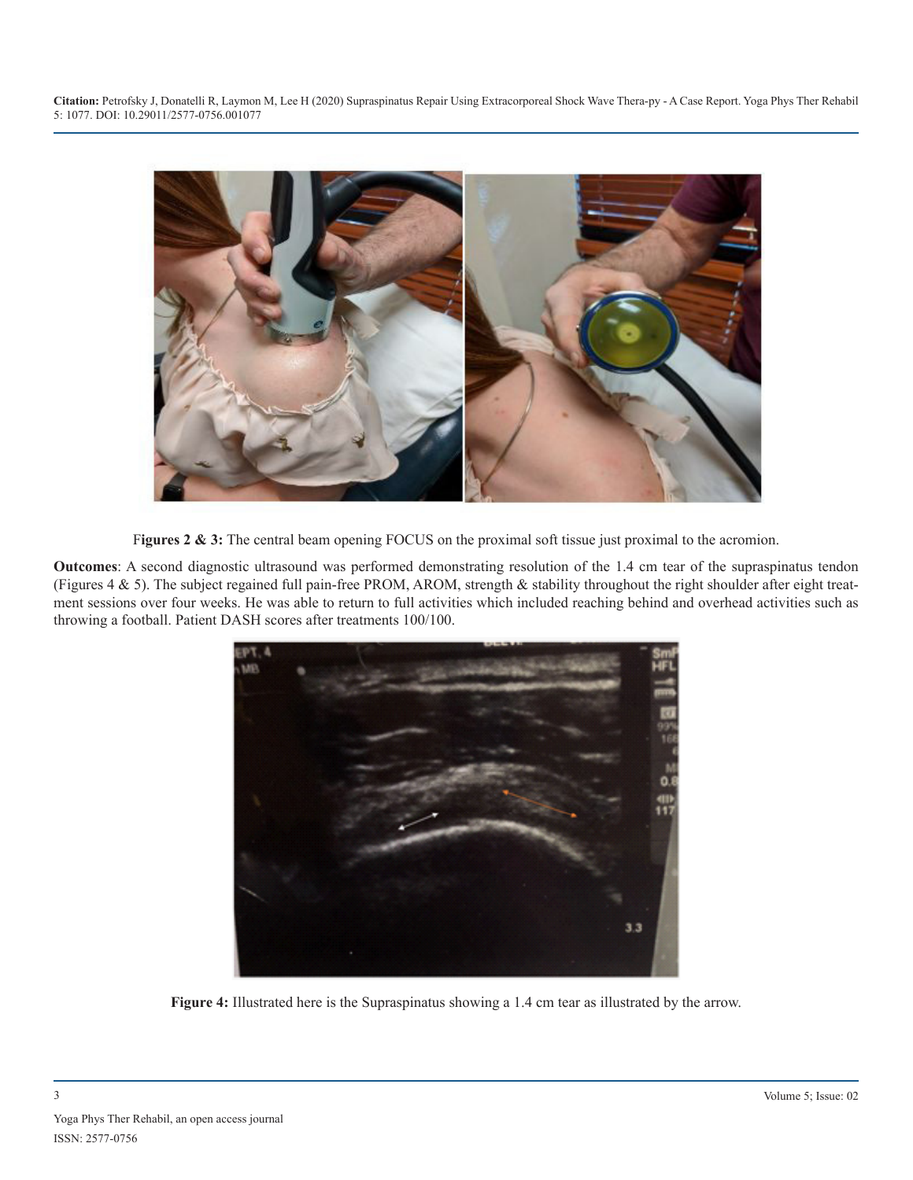**Figures 2 & 3:** The central beam opening FOCUS on the proximal soft tissue just proximal to the acromion.

**Outcomes**: A second diagnostic ultrasound was performed demonstrating resolution of the 1.4 cm tear of the supraspinatus tendon (Figures 4 & 5). The subject regained full pain-free PROM, AROM, strength & stability throughout the right shoulder after eight treatment sessions over four weeks. He was able to return to full activities which included reaching behind and overhead activities such as throwing a football. Patient DASH scores after treatments 100/100.

**Figure 4:** Illustrated here is the Supraspinatus showing a 1.4 cm tear as illustrated by the arrow.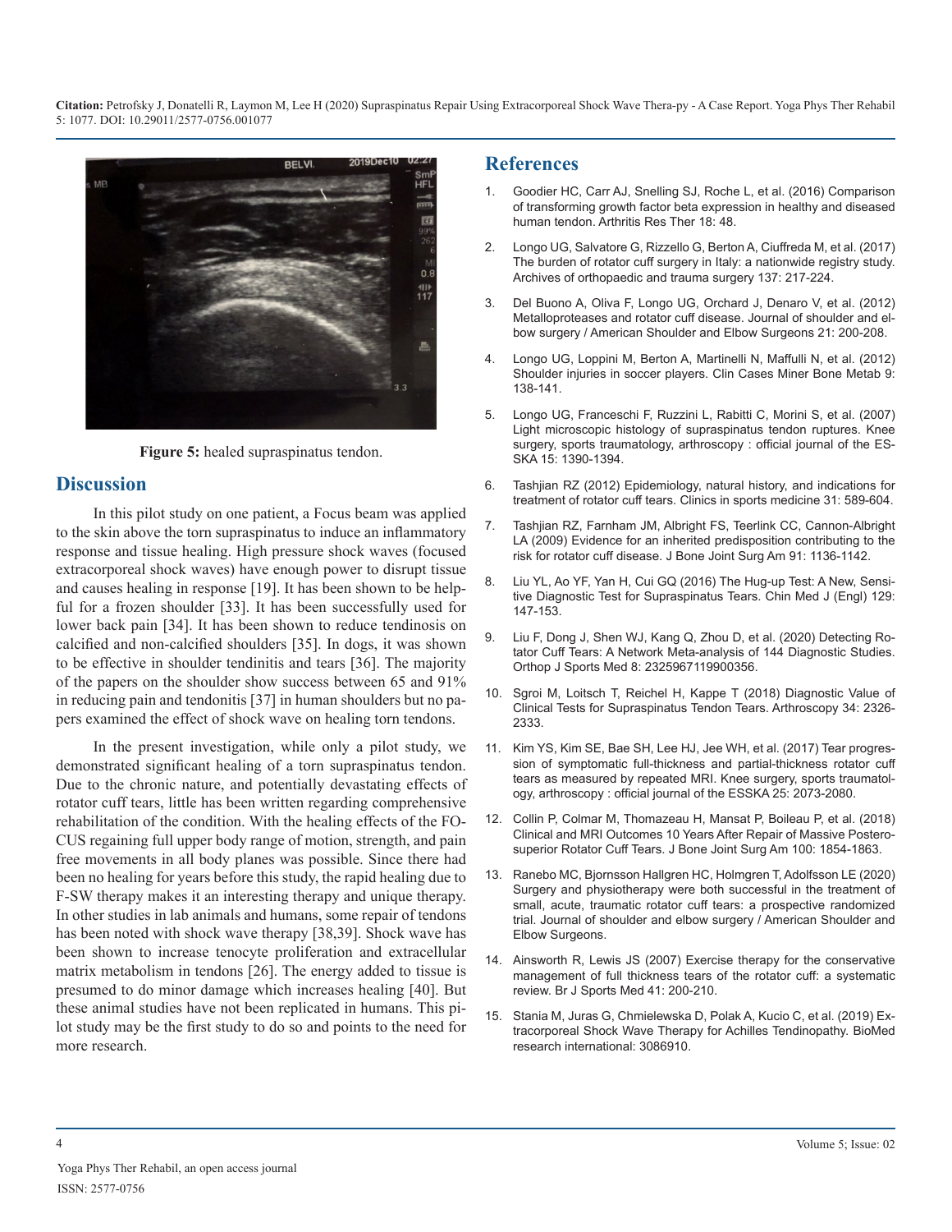Figure 5: healed supraspinatus tendon.

## Discussion

In this pilot study on one patient, a Focus beam was applied to the skin above the torn supraspinatus to induce an inflammatory response and tissue healing. High pressure shock waves (focused extracorporeal shock waves) have enough power to disrupt tissue and causes healing in response [19]. It has been shown to be helpful for a frozen shoulder [33]. It has been successfully used for lower back pain [34]. It has been shown to reduce tendinosis on calcified and non-calcified shoulders [35]. In dogs, it was shown to be effective in shoulder tendinitis and tears [36]. The majority of the papers on the shoulder show success between 65 and 91% in reducing pain and tendonitis [37] in human shoulders but no papers examined the effect of shock wave on healing torn tendons.

In the present investigation, while only a pilot study, we demonstrated significant healing of a torn supraspinatus tendon. Due to the chronic nature, and potentially devastating effects of rotator cuff tears, little has been written regarding comprehensive rehabilitation of the condition. With the healing effects of the FOCUS regaining full upper body range of motion, strength, and pain free movements in all body planes was possible. Since there had been no healing for years before this study, the rapid healing due to F-SW therapy makes it an interesting therapy and unique therapy. In other studies in lab animals and humans, some repair of tendons has been noted with shock wave therapy [38,39]. Shock wave has been shown to increase tenocyte proliferation and extracellular matrix metabolism in tendons [26]. The energy added to tissue is presumed to do minor damage which increases healing [40]. But these animal studies have not been replicated in humans. This pilot study may be the first study to do so and points to the need for more research.

## References

1. Goodier HC, Carr AJ, Snelling SJ, Roche L, et al. (2016) Comparison of transforming growth factor beta expression in healthy and diseased human tendon. Arthritis Res Ther 18: 48.
2. Longo UG, Salvatore G, Rizzello G, Berton A, Ciuffreda M, et al. (2017) The burden of rotator cuff surgery in Italy: a nationwide registry study. Archives of orthopaedic and trauma surgery 137: 217-224.
3. Del Buono A, Oliva F, Longo UG, Orchard J, Denaro V, et al. (2012) Metalloproteases and rotator cuff disease. Journal of shoulder and elbow surgery / American Shoulder and Elbow Surgeons 21: 200-208.
4. Longo UG, Loppini M, Berton A, Martinelli N, Maffulli N, et al. (2012) Shoulder injuries in soccer players. Clin Cases Miner Bone Metab 9: 138-141.
5. Longo UG, Franceschi F, Ruzzini L, Rabitti C, Morini S, et al. (2007) Light microscopic histology of supraspinatus tendon ruptures. Knee surgery, sports traumatology, arthroscopy : official journal of the ESSKA 15: 1390-1394.
6. Tashjian RZ (2012) Epidemiology, natural history, and indications for treatment of rotator cuff tears. Clinics in sports medicine 31: 589-604.
7. Tashjian RZ, Farnham JM, Albright FS, Teerlink CC, Cannon-Albright LA (2009) Evidence for an inherited predisposition contributing to the risk for rotator cuff disease. J Bone Joint Surg Am 91: 1136-1142.
8. Liu YL, Ao YF, Yan H, Cui GQ (2016) The Hug-up Test: A New, Sensitive Diagnostic Test for Supraspinatus Tears. Chin Med J (Engl) 129: 147-153.
9. Liu F, Dong J, Shen WJ, Kang Q, Zhou D, et al. (2020) Detecting Rotator Cuff Tears: A Network Meta-analysis of 144 Diagnostic Studies. Orthop J Sports Med 8: 2325967119900356.
10. Sgroi M, Loitsch T, Reichel H, Kappe T (2018) Diagnostic Value of Clinical Tests for Supraspinatus Tendon Tears. Arthroscopy 34: 2326-2333.
11. Kim YS, Kim SE, Bae SH, Lee HJ, Jee WH, et al. (2017) Tear progression of symptomatic full-thickness and partial-thickness rotator cuff tears as measured by repeated MRI. Knee surgery, sports traumatology, arthroscopy : official journal of the ESSKA 25: 2073-2080.
12. Collin P, Colmar M, Thomazeau H, Mansat P, Boileau P, et al. (2018) Clinical and MRI Outcomes 10 Years After Repair of Massive Posterosuperior Rotator Cuff Tears. J Bone Joint Surg Am 100: 1854-1863.
13. Ranebo MC, Bjornsson Hallgren HC, Holmgren T, Adolfsson LE (2020) Surgery and physiotherapy were both successful in the treatment of small, acute, traumatic rotator cuff tears: a prospective randomized trial. Journal of shoulder and elbow surgery / American Shoulder and Elbow Surgeons.
14. Ainsworth R, Lewis JS (2007) Exercise therapy for the conservative management of full thickness tears of the rotator cuff: a systematic review. Br J Sports Med 41: 200-210.
15. Stania M, Juras G, Chmielewska D, Polak A, Kucio C, et al. (2019) Extracorporeal Shock Wave Therapy for Achilles Tendinopathy. BioMed research international: 3086910.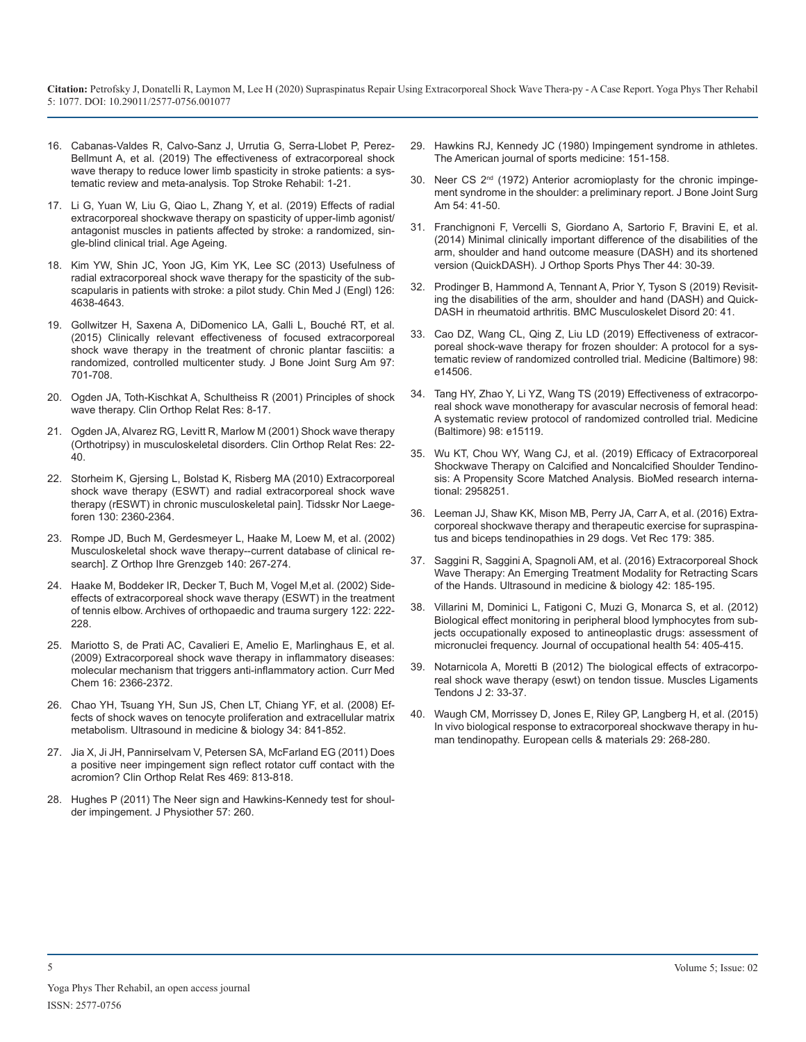16. Cabanas-Valdes R, Calvo-Sanz J, Urrutia G, Serra-Llobet P, Perez-Bellmunt A, et al. (2019) The effectiveness of extracorporeal shock wave therapy to reduce lower limb spasticity in stroke patients: a systematic review and meta-analysis. Top Stroke Rehabil: 1-21.

17. Li G, Yuan W, Liu G, Qiao L, Zhang Y, et al. (2019) Effects of radial extracorporeal shockwave therapy on spasticity of upper-limb agonist/antagonist muscles in patients affected by stroke: a randomized, single-blind clinical trial. Age Ageing.

18. Kim YW, Shin JC, Yoon JG, Kim YK, Lee SC (2013) Usefulness of radial extracorporeal shock wave therapy for the spasticity of the subscapularis in patients with stroke: a pilot study. Chin Med J (Engl) 126: 4638-4643.

19. Gollwitzer H, Saxena A, DiDomenico LA, Galli L, Bouché RT, et al. (2015) Clinically relevant effectiveness of focused extracorporeal shock wave therapy in the treatment of chronic plantar fasciitis: a randomized, controlled multicenter study. J Bone Joint Surg Am 97: 701-708.

20. Ogden JA, Toth-Kischkat A, Schultheiss R (2001) Principles of shock wave therapy. Clin Orthop Relat Res: 8-17.

21. Ogden JA, Alvarez RG, Levitt R, Marlow M (2001) Shock wave therapy (Orthotripsy) in musculoskeletal disorders. Clin Orthop Relat Res: 22-40.

22. Storheim K, Gjersing L, Bolstad K, Risberg MA (2010) Extracorporeal shock wave therapy (ESWT) and radial extracorporeal shock wave therapy (rESWT) in chronic musculoskeletal pain]. Tidsskr Nor Laegeforen 130: 2360-2364.

23. Rompe JD, Buch M, Gerdesmeyer L, Haake M, Loew M, et al. (2002) Musculoskeletal shock wave therapy--current database of clinical research]. Z Orthop Ihre Grenzgeb 140: 267-274.

24. Haake M, Boddeker IR, Decker T, Buch M, Vogel M,et al. (2002) Side-effects of extracorporeal shock wave therapy (ESWT) in the treatment of tennis elbow. Archives of orthopaedic and trauma surgery 122: 222-228.

25. Mariotto S, de Prati AC, Cavalieri E, Amelio E, Marlinghaus E, et al. (2009) Extracorporeal shock wave therapy in inflammatory diseases: molecular mechanism that triggers anti-inflammatory action. Curr Med Chem 16: 2366-2372.

26. Chao YH, Tsuang YH, Sun JS, Chen LT, Chiang YF, et al. (2008) Effects of shock waves on tenocyte proliferation and extracellular matrix metabolism. Ultrasound in medicine & biology 34: 841-852.

27. Jia X, Ji JH, Pannirselvam V, Petersen SA, McFarland EG (2011) Does a positive neer impingement sign reflect rotator cuff contact with the acromion? Clin Orthop Relat Res 469: 813-818.

28. Hughes P (2011) The Neer sign and Hawkins-Kennedy test for shoulder impingement. J Physiother 57: 260.

29. Hawkins RJ, Kennedy JC (1980) Impingement syndrome in athletes. The American journal of sports medicine: 151-158.

30. Neer CS 2nd (1972) Anterior acromioplasty for the chronic impingement syndrome in the shoulder: a preliminary report. J Bone Joint Surg Am 54: 41-50.

31. Franchignoni F, Vercelli S, Giordano A, Sartorio F, Bravini E, et al. (2014) Minimal clinically important difference of the disabilities of the arm, shoulder and hand outcome measure (DASH) and its shortened version (QuickDASH). J Orthop Sports Phys Ther 44: 30-39.

32. Prodinger B, Hammond A, Tennant A, Prior Y, Tyson S (2019) Revisiting the disabilities of the arm, shoulder and hand (DASH) and QuickDASH in rheumatoid arthritis. BMC Musculoskelet Disord 20: 41.

33. Cao DZ, Wang CL, Qing Z, Liu LD (2019) Effectiveness of extracorporeal shock-wave therapy for frozen shoulder: A protocol for a systematic review of randomized controlled trial. Medicine (Baltimore) 98: e14506.

34. Tang HY, Zhao Y, Li YZ, Wang TS (2019) Effectiveness of extracorporeal shock wave monotherapy for avascular necrosis of femoral head: A systematic review protocol of randomized controlled trial. Medicine (Baltimore) 98: e15119.

35. Wu KT, Chou WY, Wang CJ, et al. (2019) Efficacy of Extracorporeal Shockwave Therapy on Calcified and Noncalcified Shoulder Tendinosis: A Propensity Score Matched Analysis. BioMed research international: 2958251.

36. Leeman JJ, Shaw KK, Mison MB, Perry JA, Carr A, et al. (2016) Extracorporeal shockwave therapy and therapeutic exercise for supraspinatus and biceps tendinopathies in 29 dogs. Vet Rec 179: 385.

37. Saggini R, Saggini A, Spagnoli AM, et al. (2016) Extracorporeal Shock Wave Therapy: An Emerging Treatment Modality for Retracting Scars of the Hands. Ultrasound in medicine & biology 42: 185-195.

38. Villarini M, Dominici L, Fatigoni C, Muzi G, Monarca S, et al. (2012) Biological effect monitoring in peripheral blood lymphocytes from subjects occupationally exposed to antineoplastic drugs: assessment of micronuclei frequency. Journal of occupational health 54: 405-415.

39. Notarnicola A, Moretti B (2012) The biological effects of extracorporeal shock wave therapy (eswt) on tendon tissue. Muscles Ligaments Tendons J 2: 33-37.

40. Waugh CM, Morrissey D, Jones E, Riley GP, Langberg H, et al. (2015) In vivo biological response to extracorporeal shockwave therapy in human tendinopathy. European cells & materials 29: 268-280.